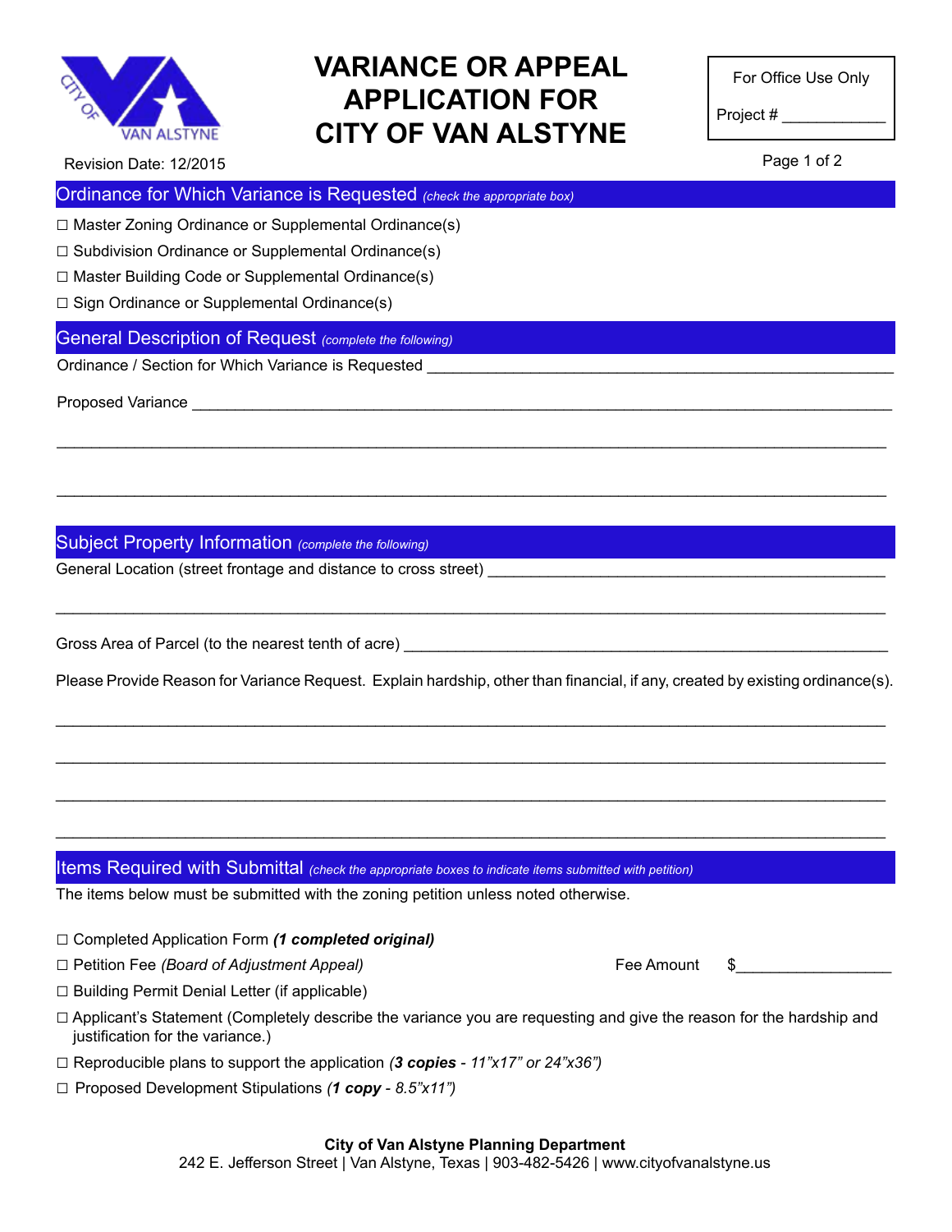# VARIANCE OR APPEAL APPLICATION FOR CITY OF VAN ALSTYNE

Revision Date: 12/2015

For Office Use Only

Project # ____________

## Ordinance for Which Variance is Requested *(check the appropriate box)*

☐ Master Zoning Ordinance or Supplemental Ordinance(s)

☐ Subdivision Ordinance or Supplemental Ordinance(s)

☐ Master Building Code or Supplemental Ordinance(s)

☐ Sign Ordinance or Supplemental Ordinance(s)

## General Description of Request *(complete the following)*

Ordinance / Section for Which Variance is Requested ______________________________________________________

Proposed Variance ______________________________________________________________________________

______________________________________________________________________________________________

______________________________________________________________________________________________

## Subject Property Information *(complete the following)*

General Location (street frontage and distance to cross street) _______________________________________________

______________________________________________________________________________________________

Gross Area of Parcel (to the nearest tenth of acre) ______________________________________________________

Please Provide Reason for Variance Request. Explain hardship, other than financial, if any, created by existing ordinance(s).

______________________________________________________________________________________________

______________________________________________________________________________________________

______________________________________________________________________________________________

______________________________________________________________________________________________

## Items Required with Submittal *(check the appropriate boxes to indicate items submitted with petition)*

The items below must be submitted with the zoning petition unless noted otherwise.

☐ Completed Application Form ***(1 completed original)***

☐ Petition Fee *(Board of Adjustment Appeal)* Fee Amount $__________________

☐ Building Permit Denial Letter (if applicable)

☐ Applicant's Statement (Completely describe the variance you are requesting and give the reason for the hardship and justification for the variance.)

☐ Reproducible plans to support the application *(**3 copies** - 11"x17" or 24"x36")*

☐ Proposed Development Stipulations *(**1 copy** - 8.5"x11")*

**City of Van Alstyne Planning Department**
242 E. Jefferson Street | Van Alstyne, Texas | 903-482-5426 | www.cityofvanalstyne.us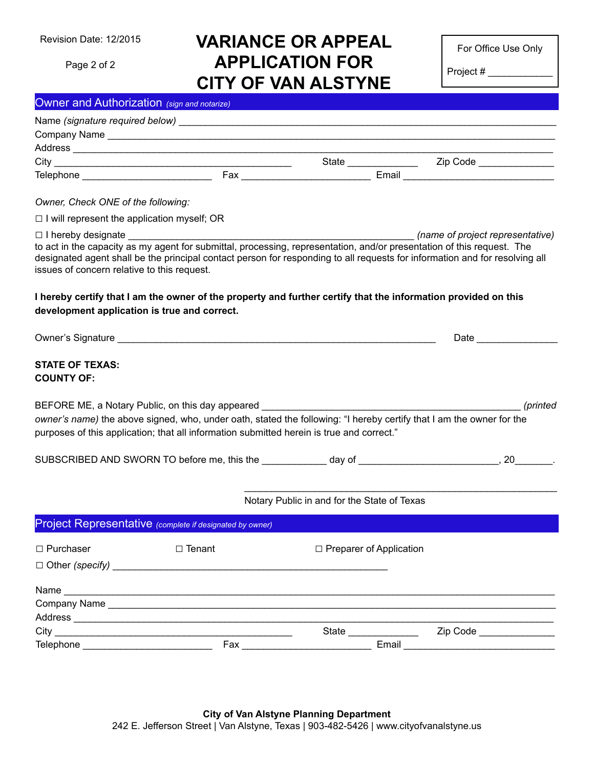Revision Date: 12/2015

# VARIANCE OR APPEAL APPLICATION FOR CITY OF VAN ALSTYNE

For Office Use Only

Project # ____________

## Owner and Authorization *(sign and notarize)*

Name *(signature required below)* ______________________________________________

Company Name ______________________________________________

Address ______________________________________________

City ______________________________ State ____________ Zip Code _____________

Telephone ______________________ Fax ______________________ Email __________________________

*Owner, Check ONE of the following:*

☐ I will represent the application myself; OR

☐ I hereby designate ______________________________________________ *(name of project representative)* to act in the capacity as my agent for submittal, processing, representation, and/or presentation of this request. The designated agent shall be the principal contact person for responding to all requests for information and for resolving all issues of concern relative to this request.

**I hereby certify that I am the owner of the property and further certify that the information provided on this development application is true and correct.**

Owner's Signature ______________________________________________ Date _______________

**STATE OF TEXAS:**
**COUNTY OF:**

BEFORE ME, a Notary Public, on this day appeared ______________________________________________ *(printed owner's name)* the above signed, who, under oath, stated the following: "I hereby certify that I am the owner for the purposes of this application; that all information submitted herein is true and correct."

SUBSCRIBED AND SWORN TO before me, this the ____________ day of __________________________, 20_______.

______________________________________________
Notary Public in and for the State of Texas

## Project Representative *(complete if designated by owner)*

☐ Purchaser ☐ Tenant ☐ Preparer of Application

☐ Other *(specify)* ______________________________________________

Name ______________________________________________

Company Name ______________________________________________

Address ______________________________________________

City ______________________________ State ____________ Zip Code _____________

Telephone ______________________ Fax ______________________ Email __________________________

**City of Van Alstyne Planning Department**
242 E. Jefferson Street | Van Alstyne, Texas | 903-482-5426 | www.cityofvanalstyne.us